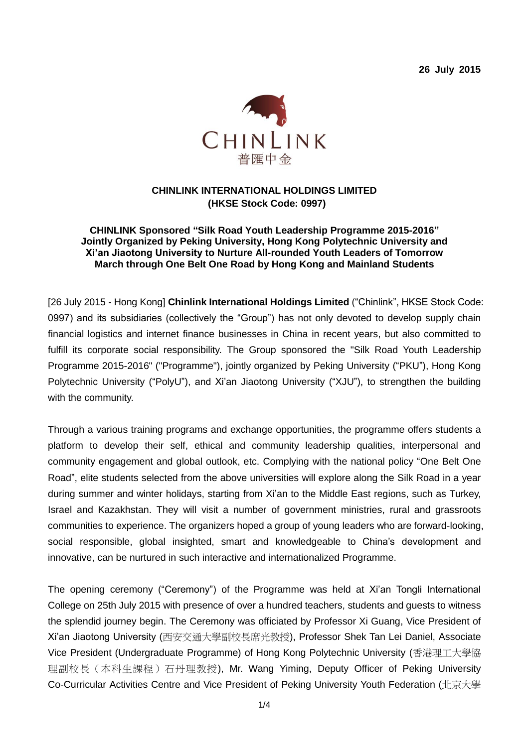**26 July 2015**

CHINLINK
普匯中金

**CHINLINK INTERNATIONAL HOLDINGS LIMITED**
**(HKSE Stock Code: 0997)**

**CHINLINK Sponsored "Silk Road Youth Leadership Programme 2015-2016" Jointly Organized by Peking University, Hong Kong Polytechnic University and Xi'an Jiaotong University to Nurture All-rounded Youth Leaders of Tomorrow March through One Belt One Road by Hong Kong and Mainland Students**

[26 July 2015 - Hong Kong] **Chinlink International Holdings Limited** ("Chinlink", HKSE Stock Code: 0997) and its subsidiaries (collectively the "Group") has not only devoted to develop supply chain financial logistics and internet finance businesses in China in recent years, but also committed to fulfill its corporate social responsibility. The Group sponsored the "Silk Road Youth Leadership Programme 2015-2016" ("Programme"), jointly organized by Peking University ("PKU"), Hong Kong Polytechnic University ("PolyU"), and Xi'an Jiaotong University ("XJU"), to strengthen the building with the community.

Through a various training programs and exchange opportunities, the programme offers students a platform to develop their self, ethical and community leadership qualities, interpersonal and community engagement and global outlook, etc. Complying with the national policy "One Belt One Road", elite students selected from the above universities will explore along the Silk Road in a year during summer and winter holidays, starting from Xi'an to the Middle East regions, such as Turkey, Israel and Kazakhstan. They will visit a number of government ministries, rural and grassroots communities to experience. The organizers hoped a group of young leaders who are forward-looking, social responsible, global insighted, smart and knowledgeable to China's development and innovative, can be nurtured in such interactive and internationalized Programme.

The opening ceremony ("Ceremony") of the Programme was held at Xi'an Tongli International College on 25th July 2015 with presence of over a hundred teachers, students and guests to witness the splendid journey begin. The Ceremony was officiated by Professor Xi Guang, Vice President of Xi'an Jiaotong University (西安交通大學副校長席光教授), Professor Shek Tan Lei Daniel, Associate Vice President (Undergraduate Programme) of Hong Kong Polytechnic University (香港理工大學協理副校長（本科生課程）石丹理教授), Mr. Wang Yiming, Deputy Officer of Peking University Co-Curricular Activities Centre and Vice President of Peking University Youth Federation (北京大學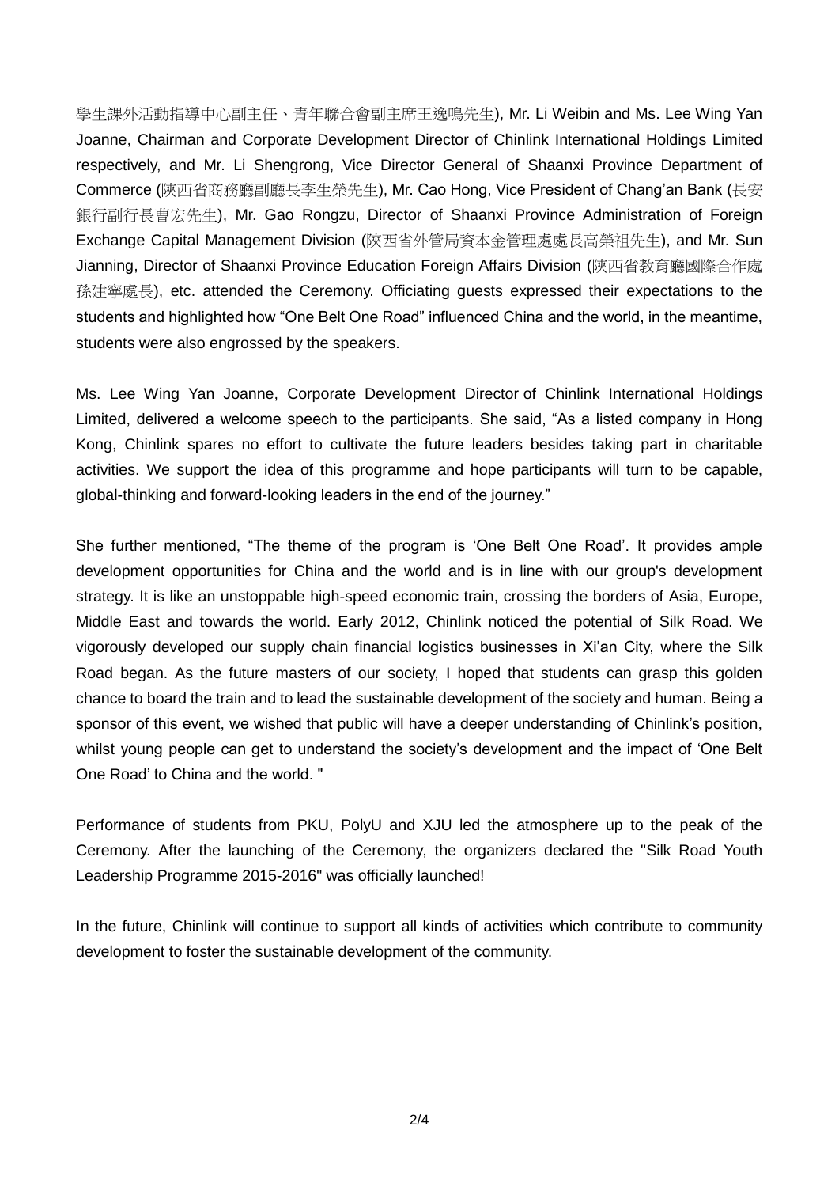學生課外活動指導中心副主任、青年聯合會副主席王逸鳴先生), Mr. Li Weibin and Ms. Lee Wing Yan Joanne, Chairman and Corporate Development Director of Chinlink International Holdings Limited respectively, and Mr. Li Shengrong, Vice Director General of Shaanxi Province Department of Commerce (陝西省商務廳副廳長李生榮先生), Mr. Cao Hong, Vice President of Chang'an Bank (長安銀行副行長曹宏先生), Mr. Gao Rongzu, Director of Shaanxi Province Administration of Foreign Exchange Capital Management Division (陝西省外管局資本金管理處處長高榮祖先生), and Mr. Sun Jianning, Director of Shaanxi Province Education Foreign Affairs Division (陝西省教育廳國際合作處孫建寧處長), etc. attended the Ceremony. Officiating guests expressed their expectations to the students and highlighted how "One Belt One Road" influenced China and the world, in the meantime, students were also engrossed by the speakers.

Ms. Lee Wing Yan Joanne, Corporate Development Director of Chinlink International Holdings Limited, delivered a welcome speech to the participants. She said, "As a listed company in Hong Kong, Chinlink spares no effort to cultivate the future leaders besides taking part in charitable activities. We support the idea of this programme and hope participants will turn to be capable, global-thinking and forward-looking leaders in the end of the journey."

She further mentioned, "The theme of the program is 'One Belt One Road'. It provides ample development opportunities for China and the world and is in line with our group's development strategy. It is like an unstoppable high-speed economic train, crossing the borders of Asia, Europe, Middle East and towards the world. Early 2012, Chinlink noticed the potential of Silk Road. We vigorously developed our supply chain financial logistics businesses in Xi'an City, where the Silk Road began. As the future masters of our society, I hoped that students can grasp this golden chance to board the train and to lead the sustainable development of the society and human. Being a sponsor of this event, we wished that public will have a deeper understanding of Chinlink's position, whilst young people can get to understand the society's development and the impact of 'One Belt One Road' to China and the world. "

Performance of students from PKU, PolyU and XJU led the atmosphere up to the peak of the Ceremony. After the launching of the Ceremony, the organizers declared the "Silk Road Youth Leadership Programme 2015-2016" was officially launched!

In the future, Chinlink will continue to support all kinds of activities which contribute to community development to foster the sustainable development of the community.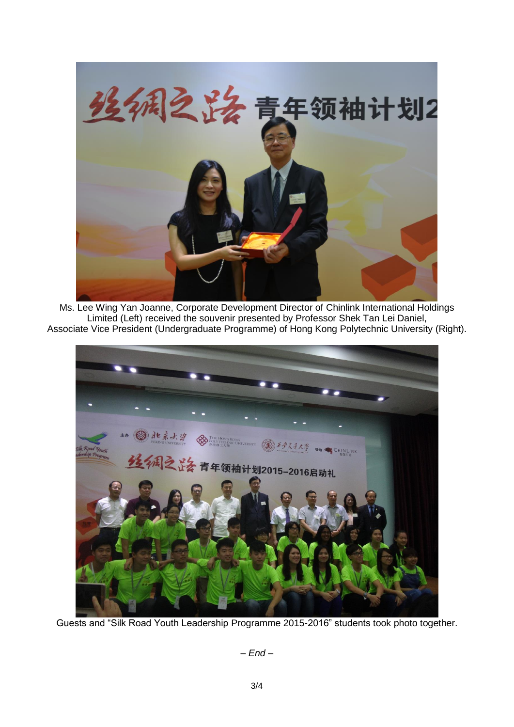Ms. Lee Wing Yan Joanne, Corporate Development Director of Chinlink International Holdings Limited (Left) received the souvenir presented by Professor Shek Tan Lei Daniel, Associate Vice President (Undergraduate Programme) of Hong Kong Polytechnic University (Right).

Guests and "Silk Road Youth Leadership Programme 2015-2016" students took photo together.

*– End –*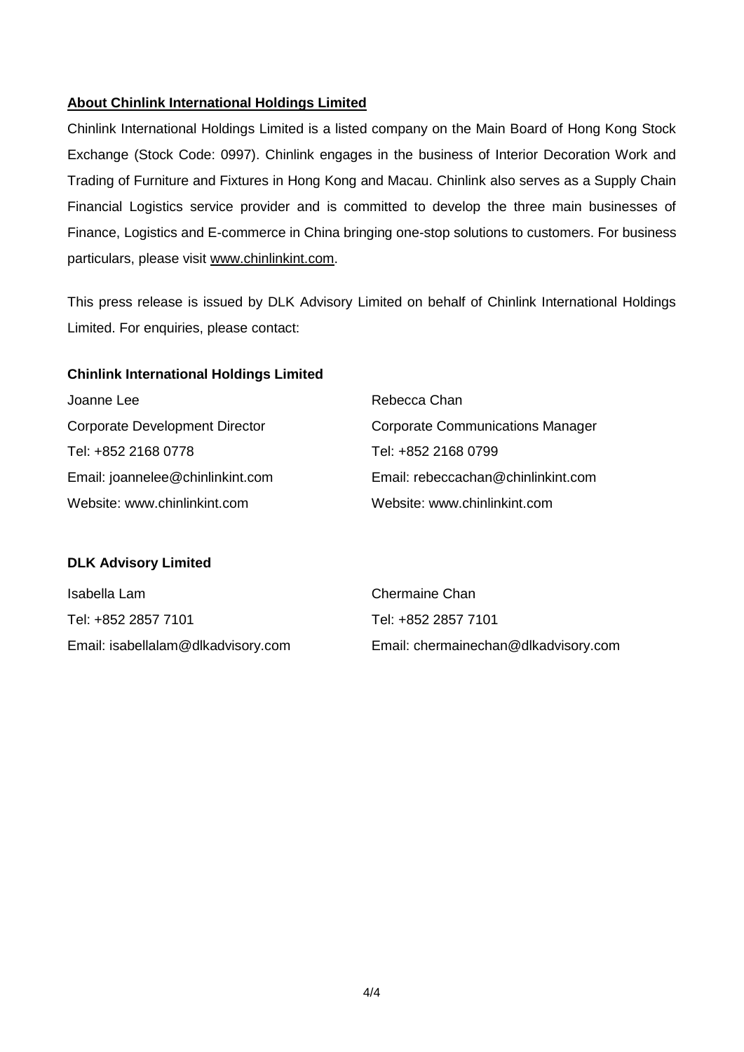**About Chinlink International Holdings Limited**

Chinlink International Holdings Limited is a listed company on the Main Board of Hong Kong Stock Exchange (Stock Code: 0997). Chinlink engages in the business of Interior Decoration Work and Trading of Furniture and Fixtures in Hong Kong and Macau. Chinlink also serves as a Supply Chain Financial Logistics service provider and is committed to develop the three main businesses of Finance, Logistics and E-commerce in China bringing one-stop solutions to customers. For business particulars, please visit www.chinlinkint.com.

This press release is issued by DLK Advisory Limited on behalf of Chinlink International Holdings Limited. For enquiries, please contact:

**Chinlink International Holdings Limited**

Joanne Lee
Corporate Development Director
Tel: +852 2168 0778
Email: joannelee@chinlinkint.com
Website: www.chinlinkint.com

Rebecca Chan
Corporate Communications Manager
Tel: +852 2168 0799
Email: rebeccachan@chinlinkint.com
Website: www.chinlinkint.com

**DLK Advisory Limited**

Isabella Lam
Tel: +852 2857 7101
Email: isabellalam@dlkadvisory.com

Chermaine Chan
Tel: +852 2857 7101
Email: chermainechan@dlkadvisory.com